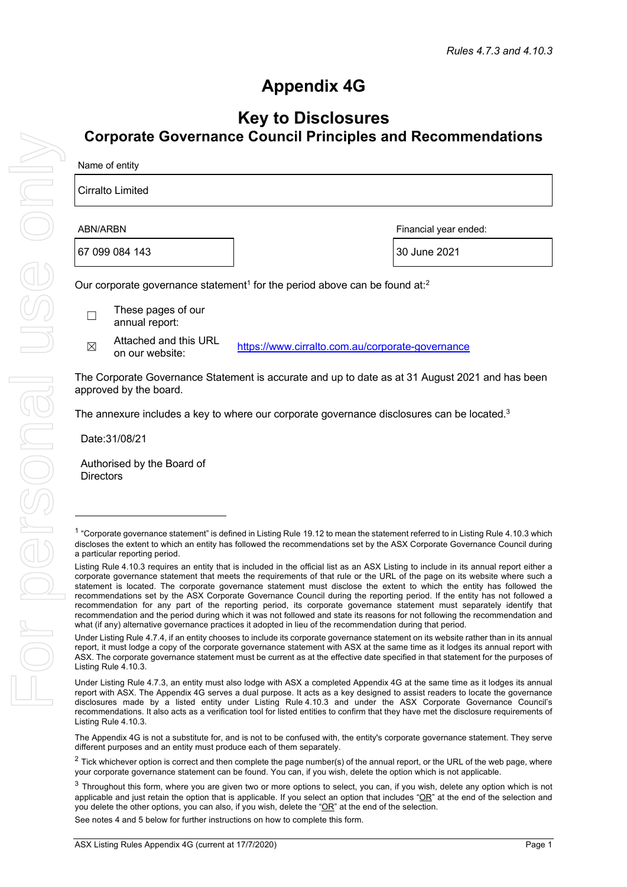*Rules 4.7.3 and 4.10.3*

# Appendix 4G

## Key to Disclosures
## Corporate Governance Council Principles and Recommendations

| Name of entity | |
|---|---|
| Cirralto Limited | |

| ABN/ARBN | Financial year ended: |
|---|---|
| 67 099 084 143 | 30 June 2021 |

Our corporate governance statement[1] for the period above can be found at:[2]

☐ These pages of our annual report:

☒ Attached and this URL on our website: https://www.cirralto.com.au/corporate-governance

The Corporate Governance Statement is accurate and up to date as at 31 August 2021 and has been approved by the board.

The annexure includes a key to where our corporate governance disclosures can be located.[3]

Date:31/08/21

Authorised by the Board of Directors

---

[1] "Corporate governance statement" is defined in Listing Rule 19.12 to mean the statement referred to in Listing Rule 4.10.3 which discloses the extent to which an entity has followed the recommendations set by the ASX Corporate Governance Council during a particular reporting period.

Listing Rule 4.10.3 requires an entity that is included in the official list as an ASX Listing to include in its annual report either a corporate governance statement that meets the requirements of that rule or the URL of the page on its website where such a statement is located. The corporate governance statement must disclose the extent to which the entity has followed the recommendations set by the ASX Corporate Governance Council during the reporting period. If the entity has not followed a recommendation for any part of the reporting period, its corporate governance statement must separately identify that recommendation and the period during which it was not followed and state its reasons for not following the recommendation and what (if any) alternative governance practices it adopted in lieu of the recommendation during that period.

Under Listing Rule 4.7.4, if an entity chooses to include its corporate governance statement on its website rather than in its annual report, it must lodge a copy of the corporate governance statement with ASX at the same time as it lodges its annual report with ASX. The corporate governance statement must be current as at the effective date specified in that statement for the purposes of Listing Rule 4.10.3.

Under Listing Rule 4.7.3, an entity must also lodge with ASX a completed Appendix 4G at the same time as it lodges its annual report with ASX. The Appendix 4G serves a dual purpose. It acts as a key designed to assist readers to locate the governance disclosures made by a listed entity under Listing Rule 4.10.3 and under the ASX Corporate Governance Council's recommendations. It also acts as a verification tool for listed entities to confirm that they have met the disclosure requirements of Listing Rule 4.10.3.

The Appendix 4G is not a substitute for, and is not to be confused with, the entity's corporate governance statement. They serve different purposes and an entity must produce each of them separately.

[2] Tick whichever option is correct and then complete the page number(s) of the annual report, or the URL of the web page, where your corporate governance statement can be found. You can, if you wish, delete the option which is not applicable.

[3] Throughout this form, where you are given two or more options to select, you can, if you wish, delete any option which is not applicable and just retain the option that is applicable. If you select an option that includes "OR" at the end of the selection and you delete the other options, you can also, if you wish, delete the "OR" at the end of the selection.

See notes 4 and 5 below for further instructions on how to complete this form.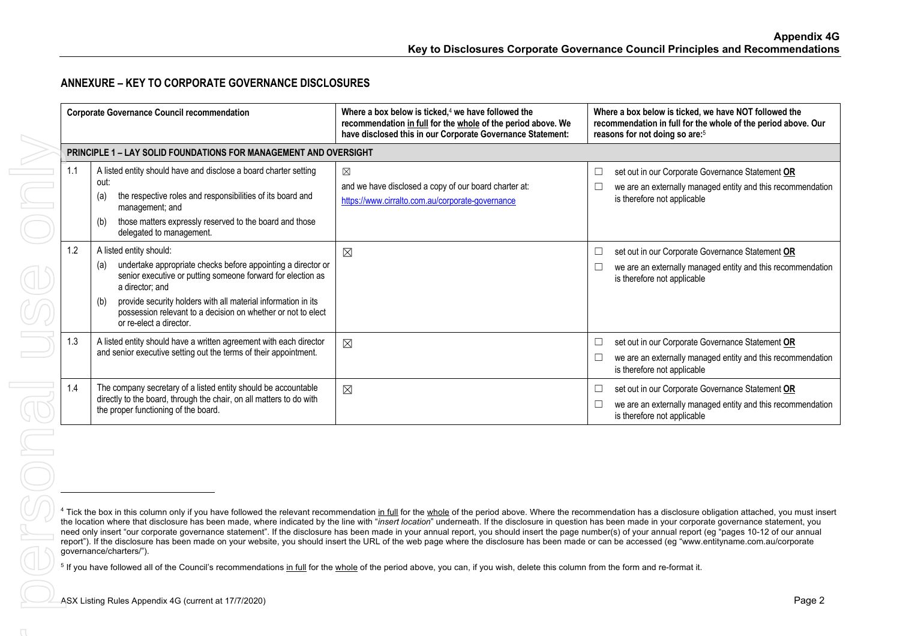## ANNEXURE – KEY TO CORPORATE GOVERNANCE DISCLOSURES

| Corporate Governance Council recommendation | | Where a box below is ticked,[4] we have followed the recommendation in full for the whole of the period above. We have disclosed this in our Corporate Governance Statement: | Where a box below is ticked, we have NOT followed the recommendation in full for the whole of the period above. Our reasons for not doing so are:[5] |
|---|---|---|---|
| **PRINCIPLE 1 – LAY SOLID FOUNDATIONS FOR MANAGEMENT AND OVERSIGHT** | | | |
| 1.1 | A listed entity should have and disclose a board charter setting out:<br>(a) the respective roles and responsibilities of its board and management; and<br>(b) those matters expressly reserved to the board and those delegated to management. | ☒<br>and we have disclosed a copy of our board charter at:<br>https://www.cirralto.com.au/corporate-governance | ☐ set out in our Corporate Governance Statement **OR**<br>☐ we are an externally managed entity and this recommendation is therefore not applicable |
| 1.2 | A listed entity should:<br>(a) undertake appropriate checks before appointing a director or senior executive or putting someone forward for election as a director; and<br>(b) provide security holders with all material information in its possession relevant to a decision on whether or not to elect or re-elect a director. | ☒ | ☐ set out in our Corporate Governance Statement **OR**<br>☐ we are an externally managed entity and this recommendation is therefore not applicable |
| 1.3 | A listed entity should have a written agreement with each director and senior executive setting out the terms of their appointment. | ☒ | ☐ set out in our Corporate Governance Statement **OR**<br>☐ we are an externally managed entity and this recommendation is therefore not applicable |
| 1.4 | The company secretary of a listed entity should be accountable directly to the board, through the chair, on all matters to do with the proper functioning of the board. | ☒ | ☐ set out in our Corporate Governance Statement **OR**<br>☐ we are an externally managed entity and this recommendation is therefore not applicable |

[4] Tick the box in this column only if you have followed the relevant recommendation in full for the whole of the period above. Where the recommendation has a disclosure obligation attached, you must insert the location where that disclosure has been made, where indicated by the line with "*insert location*" underneath. If the disclosure in question has been made in your corporate governance statement, you need only insert "our corporate governance statement". If the disclosure has been made in your annual report, you should insert the page number(s) of your annual report (eg "pages 10-12 of our annual report"). If the disclosure has been made on your website, you should insert the URL of the web page where the disclosure has been made or can be accessed (eg "www.entityname.com.au/corporate governance/charters/").

[5] If you have followed all of the Council's recommendations in full for the whole of the period above, you can, if you wish, delete this column from the form and re-format it.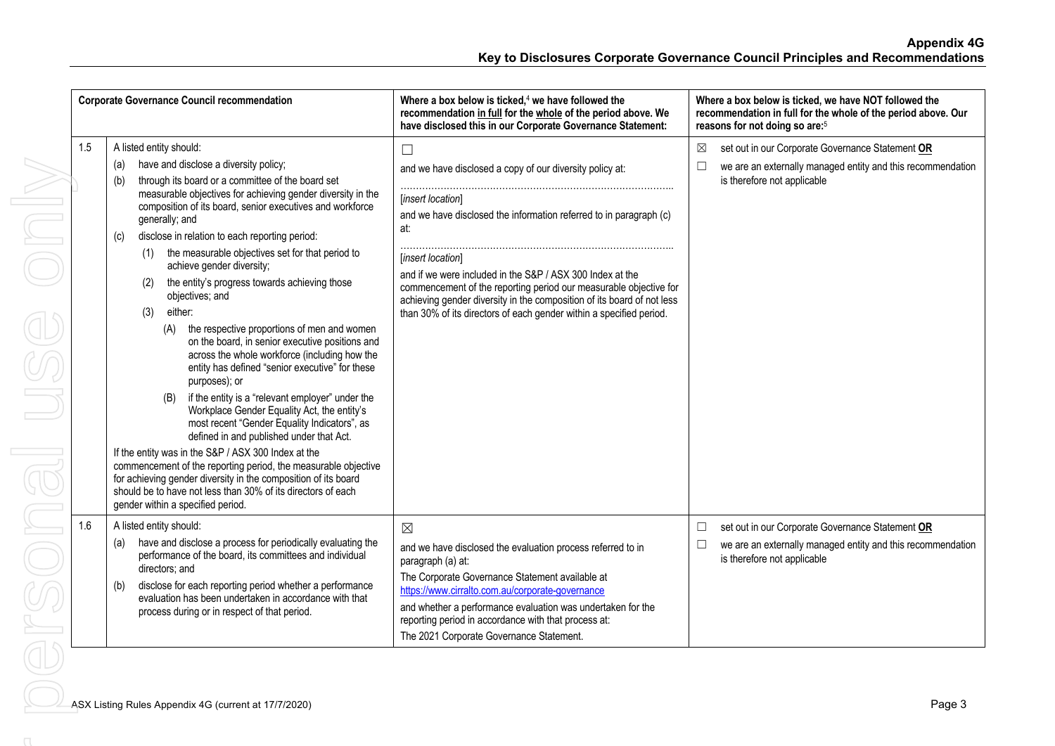| | Corporate Governance Council recommendation | Where a box below is ticked,[4] we have followed the recommendation in full for the whole of the period above. We have disclosed this in our Corporate Governance Statement: | Where a box below is ticked, we have NOT followed the recommendation in full for the whole of the period above. Our reasons for not doing so are:[5] |
|---|---|---|---|
| 1.5 | A listed entity should:<br>(a) have and disclose a diversity policy;<br>(b) through its board or a committee of the board set measurable objectives for achieving gender diversity in the composition of its board, senior executives and workforce generally; and<br>(c) disclose in relation to each reporting period:<br>(1) the measurable objectives set for that period to achieve gender diversity;<br>(2) the entity's progress towards achieving those objectives; and<br>(3) either:<br>(A) the respective proportions of men and women on the board, in senior executive positions and across the whole workforce (including how the entity has defined "senior executive" for these purposes); or<br>(B) if the entity is a "relevant employer" under the Workplace Gender Equality Act, the entity's most recent "Gender Equality Indicators", as defined in and published under that Act.<br>If the entity was in the S&P / ASX 300 Index at the commencement of the reporting period, the measurable objective for achieving gender diversity in the composition of its board should be to have not less than 30% of its directors of each gender within a specified period. | ☐<br>and we have disclosed a copy of our diversity policy at:<br>…………………………………………………………………………<br>[*insert location*]<br>and we have disclosed the information referred to in paragraph (c) at:<br>…………………………………………………………………………<br>[*insert location*]<br>and if we were included in the S&P / ASX 300 Index at the commencement of the reporting period our measurable objective for achieving gender diversity in the composition of its board of not less than 30% of its directors of each gender within a specified period. | ☒ set out in our Corporate Governance Statement **OR**<br>☐ we are an externally managed entity and this recommendation is therefore not applicable |
| 1.6 | A listed entity should:<br>(a) have and disclose a process for periodically evaluating the performance of the board, its committees and individual directors; and<br>(b) disclose for each reporting period whether a performance evaluation has been undertaken in accordance with that process during or in respect of that period. | ☒<br>and we have disclosed the evaluation process referred to in paragraph (a) at:<br>The Corporate Governance Statement available at https://www.cirralto.com.au/corporate-governance<br>and whether a performance evaluation was undertaken for the reporting period in accordance with that process at:<br>The 2021 Corporate Governance Statement. | ☐ set out in our Corporate Governance Statement **OR**<br>☐ we are an externally managed entity and this recommendation is therefore not applicable |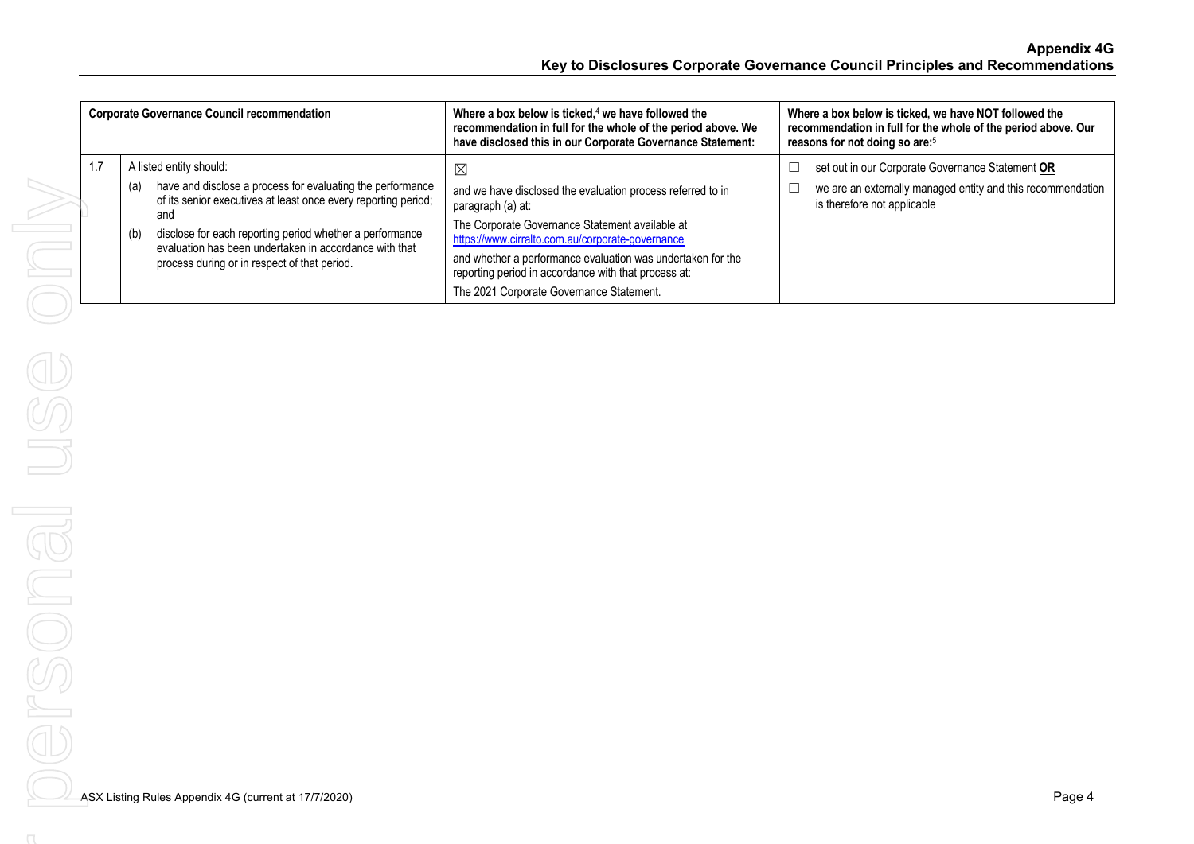| Corporate Governance Council recommendation | | Where a box below is ticked,[4] we have followed the recommendation **in full** for the **whole** of the period above. We have disclosed this in our Corporate Governance Statement: | Where a box below is ticked, we have NOT followed the recommendation in full for the whole of the period above. Our reasons for not doing so are:[5] |
|---|---|---|---|
| 1.7 | A listed entity should:<br>(a) have and disclose a process for evaluating the performance of its senior executives at least once every reporting period; and<br>(b) disclose for each reporting period whether a performance evaluation has been undertaken in accordance with that process during or in respect of that period. | ☒<br>and we have disclosed the evaluation process referred to in paragraph (a) at:<br>The Corporate Governance Statement available at https://www.cirralto.com.au/corporate-governance<br>and whether a performance evaluation was undertaken for the reporting period in accordance with that process at:<br>The 2021 Corporate Governance Statement. | ☐ set out in our Corporate Governance Statement **OR**<br>☐ we are an externally managed entity and this recommendation is therefore not applicable |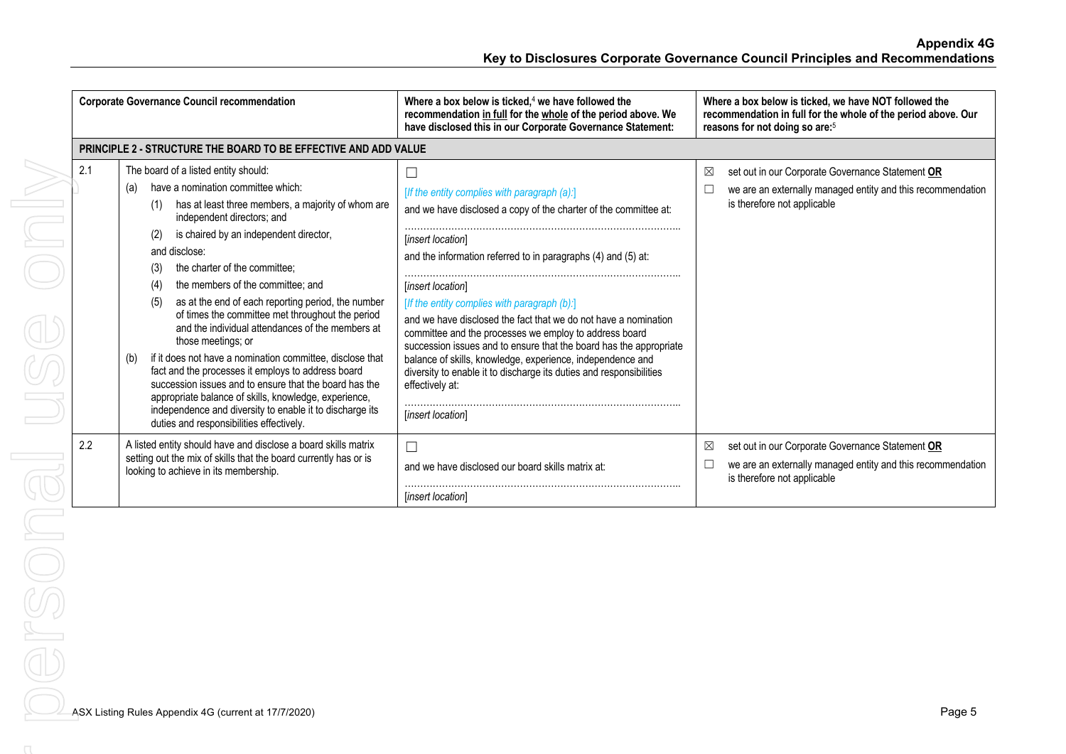| Corporate Governance Council recommendation | Where a box below is ticked,[4] we have followed the recommendation **in full** for the **whole** of the period above. We have disclosed this in our Corporate Governance Statement: | Where a box below is ticked, we have NOT followed the recommendation in full for the whole of the period above. Our reasons for not doing so are:[5] |
|---|---|---|
| **PRINCIPLE 2 - STRUCTURE THE BOARD TO BE EFFECTIVE AND ADD VALUE** | | |
| 2.1 The board of a listed entity should: (a) have a nomination committee which: (1) has at least three members, a majority of whom are independent directors; and (2) is chaired by an independent director, and disclose: (3) the charter of the committee; (4) the members of the committee; and (5) as at the end of each reporting period, the number of times the committee met throughout the period and the individual attendances of the members at those meetings; or (b) if it does not have a nomination committee, disclose that fact and the processes it employs to address board succession issues and to ensure that the board has the appropriate balance of skills, knowledge, experience, independence and diversity to enable it to discharge its duties and responsibilities effectively. | ☐ *[If the entity complies with paragraph (a):]* and we have disclosed a copy of the charter of the committee at: ……………………………………………… *[insert location]* and the information referred to in paragraphs (4) and (5) at: ……………………………………………… *[insert location]* *[If the entity complies with paragraph (b):]* and we have disclosed the fact that we do not have a nomination committee and the processes we employ to address board succession issues and to ensure that the board has the appropriate balance of skills, knowledge, experience, independence and diversity to enable it to discharge its duties and responsibilities effectively at: ……………………………………………… *[insert location]* | ☒ set out in our Corporate Governance Statement **OR** ☐ we are an externally managed entity and this recommendation is therefore not applicable |
| 2.2 A listed entity should have and disclose a board skills matrix setting out the mix of skills that the board currently has or is looking to achieve in its membership. | ☐ and we have disclosed our board skills matrix at: ……………………………………………… *[insert location]* | ☒ set out in our Corporate Governance Statement **OR** ☐ we are an externally managed entity and this recommendation is therefore not applicable |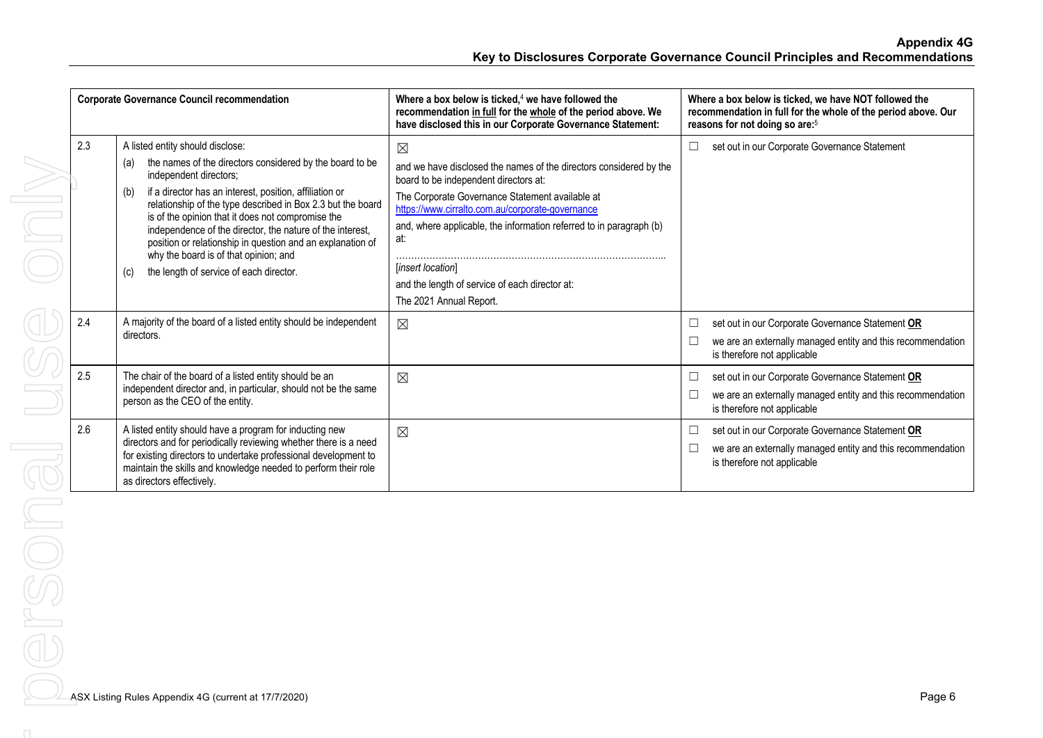| | Corporate Governance Council recommendation | Where a box below is ticked,[4] we have followed the recommendation in full for the whole of the period above. We have disclosed this in our Corporate Governance Statement: | Where a box below is ticked, we have NOT followed the recommendation in full for the whole of the period above. Our reasons for not doing so are:[5] |
|---|---|---|---|
| 2.3 | A listed entity should disclose:<br>(a) the names of the directors considered by the board to be independent directors;<br>(b) if a director has an interest, position, affiliation or relationship of the type described in Box 2.3 but the board is of the opinion that it does not compromise the independence of the director, the nature of the interest, position or relationship in question and an explanation of why the board is of that opinion; and<br>(c) the length of service of each director. | ☒<br>and we have disclosed the names of the directors considered by the board to be independent directors at:<br>The Corporate Governance Statement available at https://www.cirralto.com.au/corporate-governance<br>and, where applicable, the information referred to in paragraph (b) at:<br>………………………………………………………………………<br>[*insert location*]<br>and the length of service of each director at:<br>The 2021 Annual Report. | ☐ set out in our Corporate Governance Statement |
| 2.4 | A majority of the board of a listed entity should be independent directors. | ☒ | ☐ set out in our Corporate Governance Statement **OR**<br>☐ we are an externally managed entity and this recommendation is therefore not applicable |
| 2.5 | The chair of the board of a listed entity should be an independent director and, in particular, should not be the same person as the CEO of the entity. | ☒ | ☐ set out in our Corporate Governance Statement **OR**<br>☐ we are an externally managed entity and this recommendation is therefore not applicable |
| 2.6 | A listed entity should have a program for inducting new directors and for periodically reviewing whether there is a need for existing directors to undertake professional development to maintain the skills and knowledge needed to perform their role as directors effectively. | ☒ | ☐ set out in our Corporate Governance Statement **OR**<br>☐ we are an externally managed entity and this recommendation is therefore not applicable |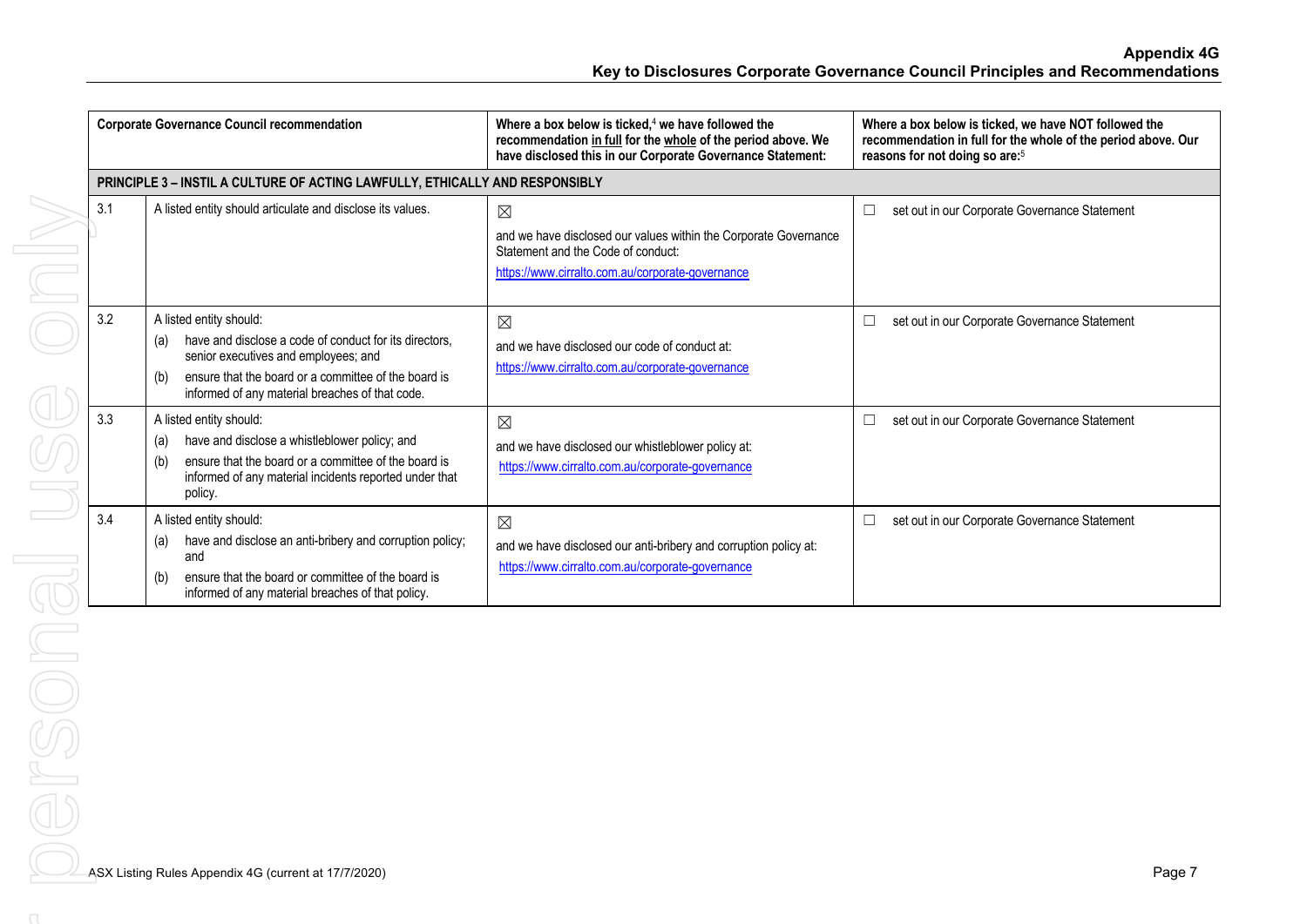| | Corporate Governance Council recommendation | Where a box below is ticked,[4] we have followed the recommendation in full for the whole of the period above. We have disclosed this in our Corporate Governance Statement: | Where a box below is ticked, we have NOT followed the recommendation in full for the whole of the period above. Our reasons for not doing so are:[5] |
|---|---|---|---|
| **PRINCIPLE 3 – INSTIL A CULTURE OF ACTING LAWFULLY, ETHICALLY AND RESPONSIBLY** | | | |
| 3.1 | A listed entity should articulate and disclose its values. | ☒ and we have disclosed our values within the Corporate Governance Statement and the Code of conduct: https://www.cirralto.com.au/corporate-governance | ☐ set out in our Corporate Governance Statement |
| 3.2 | A listed entity should: (a) have and disclose a code of conduct for its directors, senior executives and employees; and (b) ensure that the board or a committee of the board is informed of any material breaches of that code. | ☒ and we have disclosed our code of conduct at: https://www.cirralto.com.au/corporate-governance | ☐ set out in our Corporate Governance Statement |
| 3.3 | A listed entity should: (a) have and disclose a whistleblower policy; and (b) ensure that the board or a committee of the board is informed of any material incidents reported under that policy. | ☒ and we have disclosed our whistleblower policy at: https://www.cirralto.com.au/corporate-governance | ☐ set out in our Corporate Governance Statement |
| 3.4 | A listed entity should: (a) have and disclose an anti-bribery and corruption policy; and (b) ensure that the board or committee of the board is informed of any material breaches of that policy. | ☒ and we have disclosed our anti-bribery and corruption policy at: https://www.cirralto.com.au/corporate-governance | ☐ set out in our Corporate Governance Statement |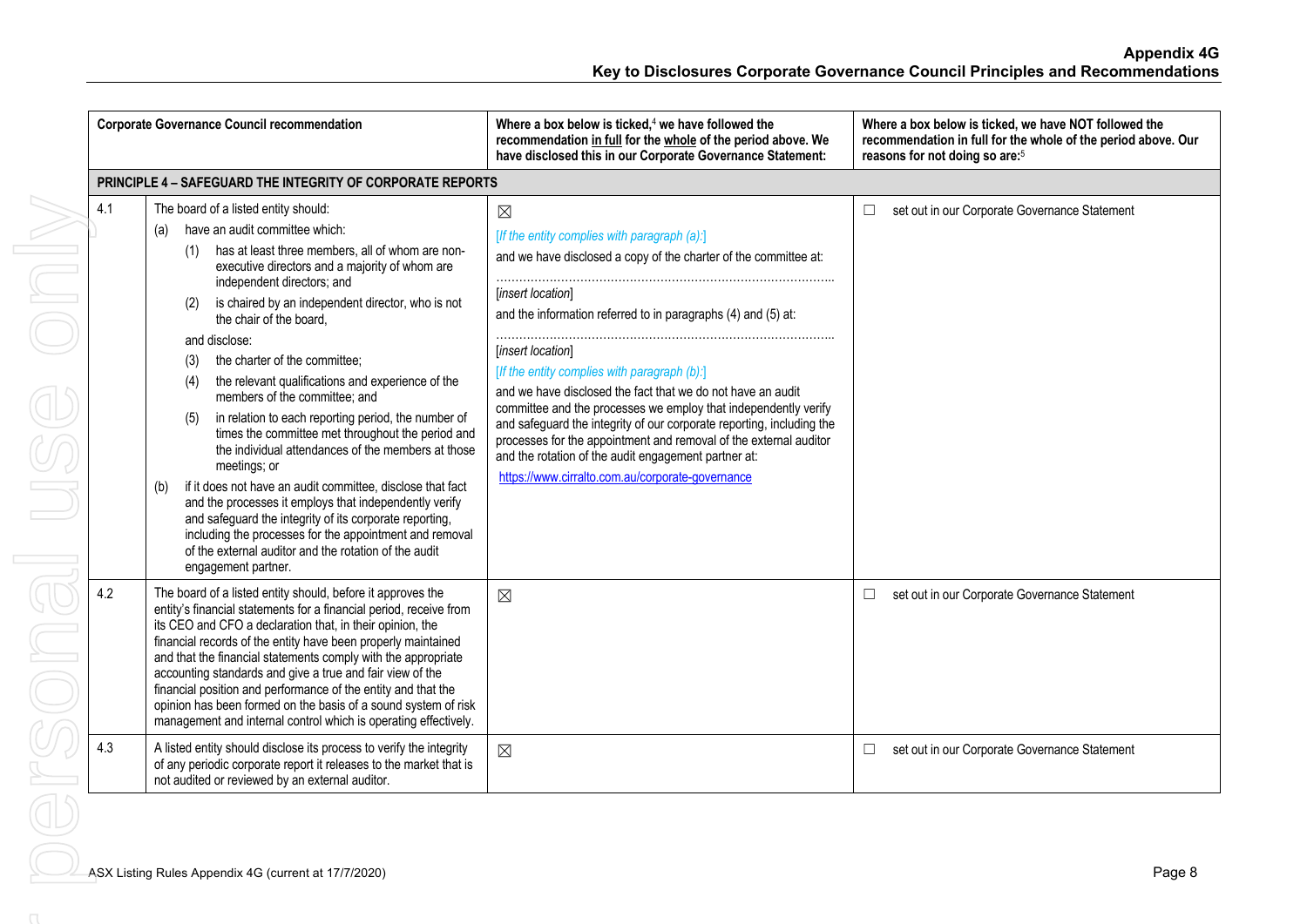| Corporate Governance Council recommendation | | Where a box below is ticked,[4] we have followed the recommendation in full for the whole of the period above. We have disclosed this in our Corporate Governance Statement: | Where a box below is ticked, we have NOT followed the recommendation in full for the whole of the period above. Our reasons for not doing so are:[5] |
|---|---|---|---|
| **PRINCIPLE 4 – SAFEGUARD THE INTEGRITY OF CORPORATE REPORTS** | | | |
| 4.1 | The board of a listed entity should:<br>(a) have an audit committee which:<br>(1) has at least three members, all of whom are non-executive directors and a majority of whom are independent directors; and<br>(2) is chaired by an independent director, who is not the chair of the board,<br>and disclose:<br>(3) the charter of the committee;<br>(4) the relevant qualifications and experience of the members of the committee; and<br>(5) in relation to each reporting period, the number of times the committee met throughout the period and the individual attendances of the members at those meetings; or<br>(b) if it does not have an audit committee, disclose that fact and the processes it employs that independently verify and safeguard the integrity of its corporate reporting, including the processes for the appointment and removal of the external auditor and the rotation of the audit engagement partner. | ☒<br>*[If the entity complies with paragraph (a):]*<br>and we have disclosed a copy of the charter of the committee at:<br>……………………………………………………………………………<br>*[insert location]*<br>and the information referred to in paragraphs (4) and (5) at:<br>……………………………………………………………………………<br>*[insert location]*<br>*[If the entity complies with paragraph (b):]*<br>and we have disclosed the fact that we do not have an audit committee and the processes we employ that independently verify and safeguard the integrity of our corporate reporting, including the processes for the appointment and removal of the external auditor and the rotation of the audit engagement partner at:<br>https://www.cirralto.com.au/corporate-governance | ☐ set out in our Corporate Governance Statement |
| 4.2 | The board of a listed entity should, before it approves the entity's financial statements for a financial period, receive from its CEO and CFO a declaration that, in their opinion, the financial records of the entity have been properly maintained and that the financial statements comply with the appropriate accounting standards and give a true and fair view of the financial position and performance of the entity and that the opinion has been formed on the basis of a sound system of risk management and internal control which is operating effectively. | ☒ | ☐ set out in our Corporate Governance Statement |
| 4.3 | A listed entity should disclose its process to verify the integrity of any periodic corporate report it releases to the market that is not audited or reviewed by an external auditor. | ☒ | ☐ set out in our Corporate Governance Statement |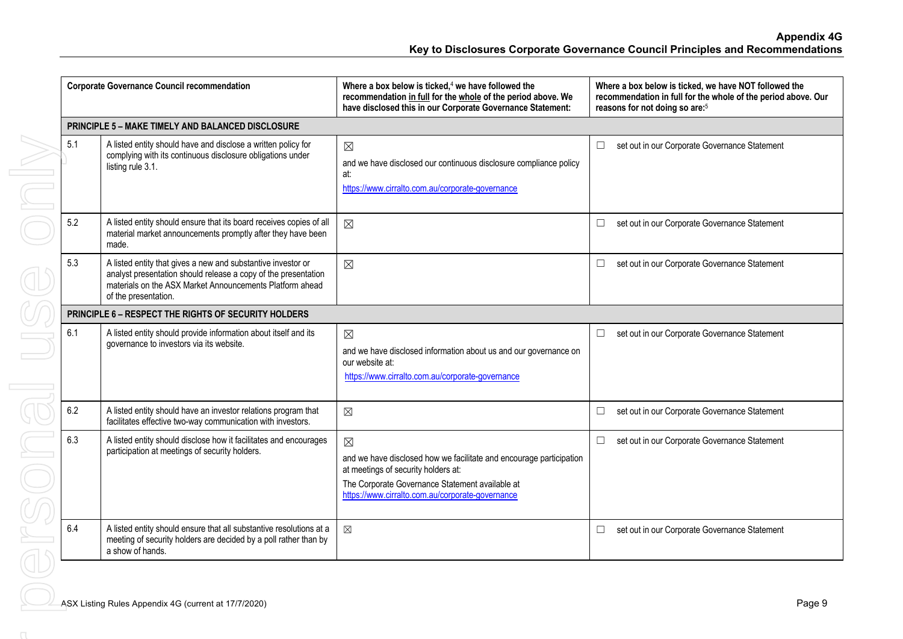## Appendix 4G
## Key to Disclosures Corporate Governance Council Principles and Recommendations

| Corporate Governance Council recommendation | | Where a box below is ticked,[4] we have followed the recommendation in full for the whole of the period above. We have disclosed this in our Corporate Governance Statement: | Where a box below is ticked, we have NOT followed the recommendation in full for the whole of the period above. Our reasons for not doing so are:[5] |
|---|---|---|---|
| **PRINCIPLE 5 – MAKE TIMELY AND BALANCED DISCLOSURE** | | | |
| 5.1 | A listed entity should have and disclose a written policy for complying with its continuous disclosure obligations under listing rule 3.1. | ☒ and we have disclosed our continuous disclosure compliance policy at: https://www.cirralto.com.au/corporate-governance | ☐ set out in our Corporate Governance Statement |
| 5.2 | A listed entity should ensure that its board receives copies of all material market announcements promptly after they have been made. | ☒ | ☐ set out in our Corporate Governance Statement |
| 5.3 | A listed entity that gives a new and substantive investor or analyst presentation should release a copy of the presentation materials on the ASX Market Announcements Platform ahead of the presentation. | ☒ | ☐ set out in our Corporate Governance Statement |
| **PRINCIPLE 6 – RESPECT THE RIGHTS OF SECURITY HOLDERS** | | | |
| 6.1 | A listed entity should provide information about itself and its governance to investors via its website. | ☒ and we have disclosed information about us and our governance on our website at: https://www.cirralto.com.au/corporate-governance | ☐ set out in our Corporate Governance Statement |
| 6.2 | A listed entity should have an investor relations program that facilitates effective two-way communication with investors. | ☒ | ☐ set out in our Corporate Governance Statement |
| 6.3 | A listed entity should disclose how it facilitates and encourages participation at meetings of security holders. | ☒ and we have disclosed how we facilitate and encourage participation at meetings of security holders at: The Corporate Governance Statement available at https://www.cirralto.com.au/corporate-governance | ☐ set out in our Corporate Governance Statement |
| 6.4 | A listed entity should ensure that all substantive resolutions at a meeting of security holders are decided by a poll rather than by a show of hands. | ☒ | ☐ set out in our Corporate Governance Statement |

ASX Listing Rules Appendix 4G (current at 17/7/2020)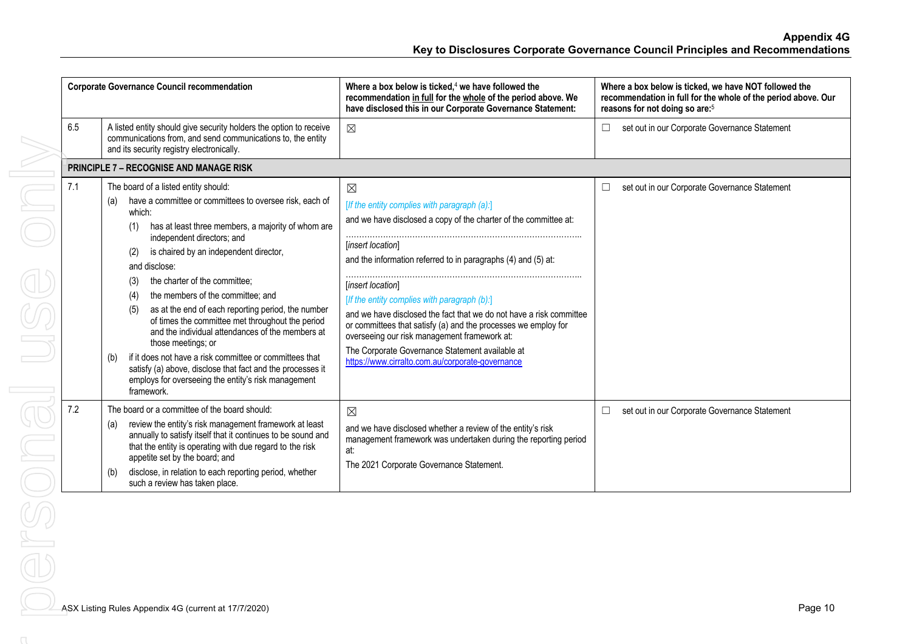| Corporate Governance Council recommendation | | Where a box below is ticked,[4] we have followed the recommendation in full for the whole of the period above. We have disclosed this in our Corporate Governance Statement: | Where a box below is ticked, we have NOT followed the recommendation in full for the whole of the period above. Our reasons for not doing so are:[5] |
|---|---|---|---|
| 6.5 | A listed entity should give security holders the option to receive communications from, and send communications to, the entity and its security registry electronically. | ☒ | ☐ set out in our Corporate Governance Statement |
| **PRINCIPLE 7 – RECOGNISE AND MANAGE RISK** | | | |
| 7.1 | The board of a listed entity should:<br>(a) have a committee or committees to oversee risk, each of which:<br>(1) has at least three members, a majority of whom are independent directors; and<br>(2) is chaired by an independent director,<br>and disclose:<br>(3) the charter of the committee;<br>(4) the members of the committee; and<br>(5) as at the end of each reporting period, the number of times the committee met throughout the period and the individual attendances of the members at those meetings; or<br>(b) if it does not have a risk committee or committees that satisfy (a) above, disclose that fact and the processes it employs for overseeing the entity's risk management framework. | ☒<br>*[If the entity complies with paragraph (a):]*<br>and we have disclosed a copy of the charter of the committee at:<br>……………………………………………………………………………<br>*[insert location]*<br>and the information referred to in paragraphs (4) and (5) at:<br>……………………………………………………………………………<br>*[insert location]*<br>*[If the entity complies with paragraph (b):]*<br>and we have disclosed the fact that we do not have a risk committee or committees that satisfy (a) and the processes we employ for overseeing our risk management framework at:<br>The Corporate Governance Statement available at https://www.cirralto.com.au/corporate-governance | ☐ set out in our Corporate Governance Statement |
| 7.2 | The board or a committee of the board should:<br>(a) review the entity's risk management framework at least annually to satisfy itself that it continues to be sound and that the entity is operating with due regard to the risk appetite set by the board; and<br>(b) disclose, in relation to each reporting period, whether such a review has taken place. | ☒<br>and we have disclosed whether a review of the entity's risk management framework was undertaken during the reporting period at:<br>The 2021 Corporate Governance Statement. | ☐ set out in our Corporate Governance Statement |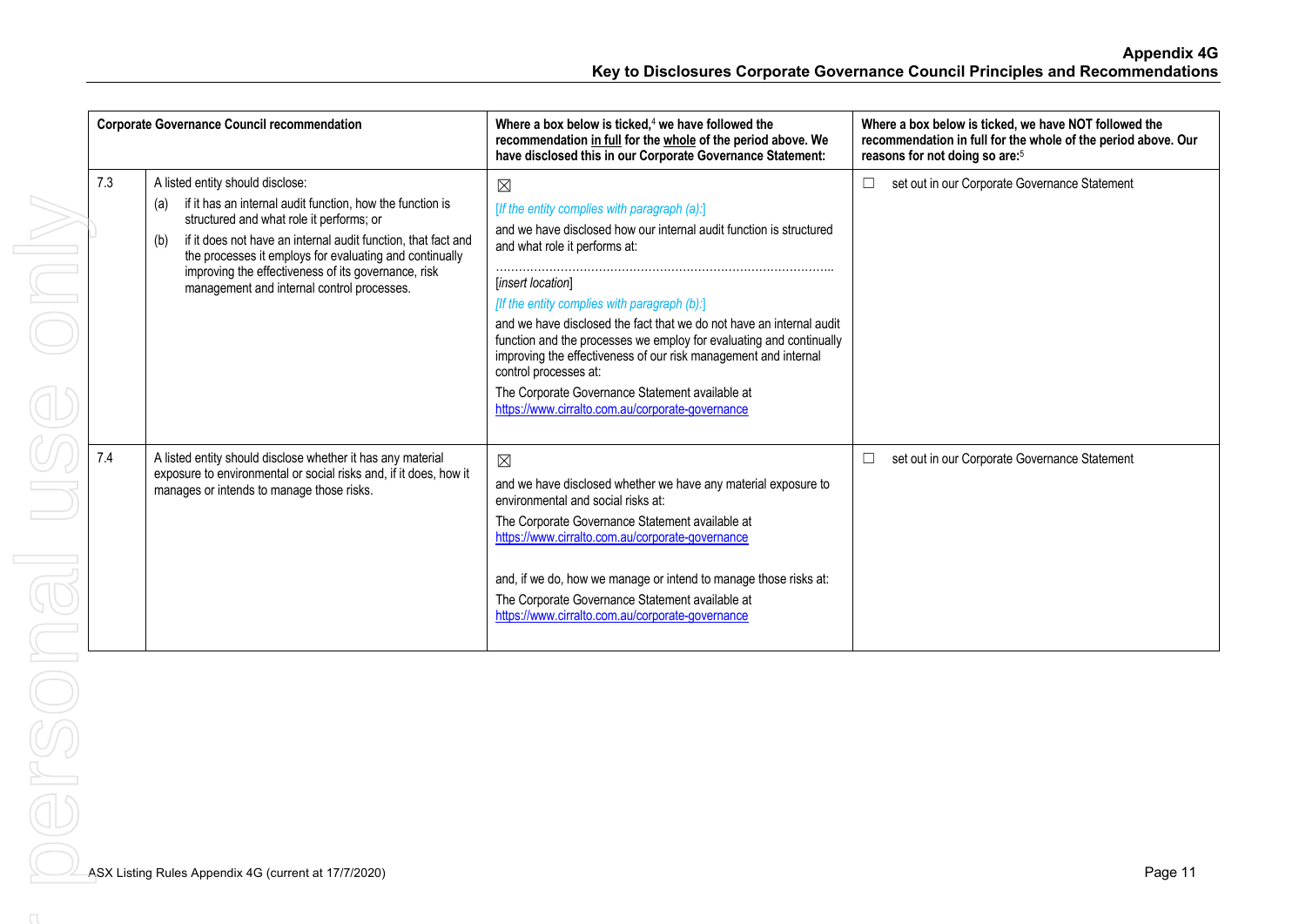| Corporate Governance Council recommendation | | Where a box below is ticked,[4] we have followed the recommendation in full for the whole of the period above. We have disclosed this in our Corporate Governance Statement: | Where a box below is ticked, we have NOT followed the recommendation in full for the whole of the period above. Our reasons for not doing so are:[5] |
|---|---|---|---|
| 7.3 | A listed entity should disclose:<br>(a) if it has an internal audit function, how the function is structured and what role it performs; or<br>(b) if it does not have an internal audit function, that fact and the processes it employs for evaluating and continually improving the effectiveness of its governance, risk management and internal control processes. | ☒<br>*[If the entity complies with paragraph (a):]*<br>and we have disclosed how our internal audit function is structured and what role it performs at:<br>……………………………………………………………………………..<br>*[insert location]*<br>*[If the entity complies with paragraph (b):]*<br>and we have disclosed the fact that we do not have an internal audit function and the processes we employ for evaluating and continually improving the effectiveness of our risk management and internal control processes at:<br>The Corporate Governance Statement available at https://www.cirralto.com.au/corporate-governance | ☐ set out in our Corporate Governance Statement |
| 7.4 | A listed entity should disclose whether it has any material exposure to environmental or social risks and, if it does, how it manages or intends to manage those risks. | ☒<br>and we have disclosed whether we have any material exposure to environmental and social risks at:<br>The Corporate Governance Statement available at https://www.cirralto.com.au/corporate-governance<br><br>and, if we do, how we manage or intend to manage those risks at:<br>The Corporate Governance Statement available at https://www.cirralto.com.au/corporate-governance | ☐ set out in our Corporate Governance Statement |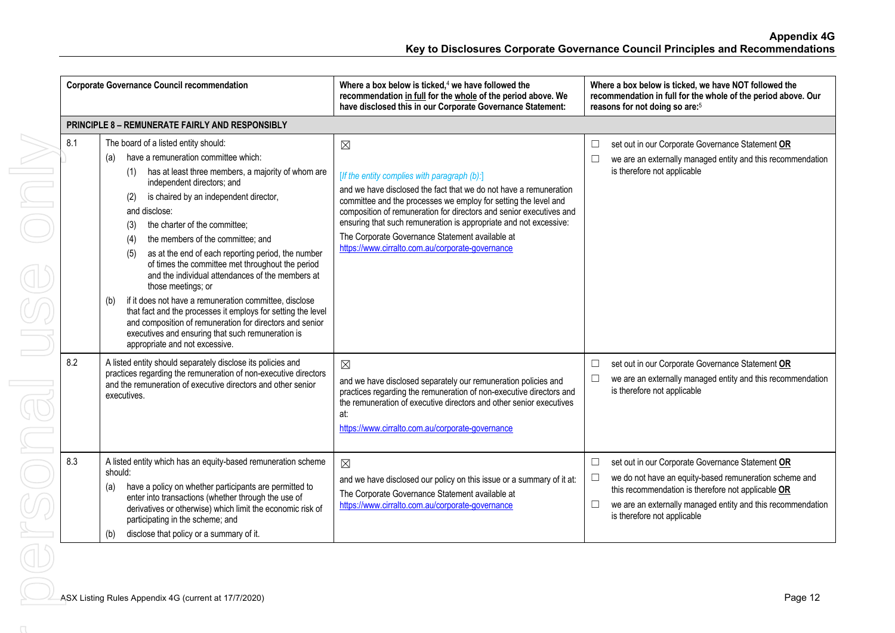| | Corporate Governance Council recommendation | Where a box below is ticked,[4] we have followed the recommendation in full for the whole of the period above. We have disclosed this in our Corporate Governance Statement: | Where a box below is ticked, we have NOT followed the recommendation in full for the whole of the period above. Our reasons for not doing so are:[5] |
|---|---|---|---|
| **PRINCIPLE 8 – REMUNERATE FAIRLY AND RESPONSIBLY** | | | |
| 8.1 | The board of a listed entity should:<br>(a) have a remuneration committee which:<br>(1) has at least three members, a majority of whom are independent directors; and<br>(2) is chaired by an independent director,<br>and disclose:<br>(3) the charter of the committee;<br>(4) the members of the committee; and<br>(5) as at the end of each reporting period, the number of times the committee met throughout the period and the individual attendances of the members at those meetings; or<br>(b) if it does not have a remuneration committee, disclose that fact and the processes it employs for setting the level and composition of remuneration for directors and senior executives and ensuring that such remuneration is appropriate and not excessive. | ☒<br>*[If the entity complies with paragraph (b):]*<br>and we have disclosed the fact that we do not have a remuneration committee and the processes we employ for setting the level and composition of remuneration for directors and senior executives and ensuring that such remuneration is appropriate and not excessive:<br>The Corporate Governance Statement available at https://www.cirralto.com.au/corporate-governance | ☐ set out in our Corporate Governance Statement **OR**<br>☐ we are an externally managed entity and this recommendation is therefore not applicable |
| 8.2 | A listed entity should separately disclose its policies and practices regarding the remuneration of non-executive directors and the remuneration of executive directors and other senior executives. | ☒<br>and we have disclosed separately our remuneration policies and practices regarding the remuneration of non-executive directors and the remuneration of executive directors and other senior executives at:<br>https://www.cirralto.com.au/corporate-governance | ☐ set out in our Corporate Governance Statement **OR**<br>☐ we are an externally managed entity and this recommendation is therefore not applicable |
| 8.3 | A listed entity which has an equity-based remuneration scheme should:<br>(a) have a policy on whether participants are permitted to enter into transactions (whether through the use of derivatives or otherwise) which limit the economic risk of participating in the scheme; and<br>(b) disclose that policy or a summary of it. | ☒<br>and we have disclosed our policy on this issue or a summary of it at:<br>The Corporate Governance Statement available at https://www.cirralto.com.au/corporate-governance | ☐ set out in our Corporate Governance Statement **OR**<br>☐ we do not have an equity-based remuneration scheme and this recommendation is therefore not applicable **OR**<br>☐ we are an externally managed entity and this recommendation is therefore not applicable |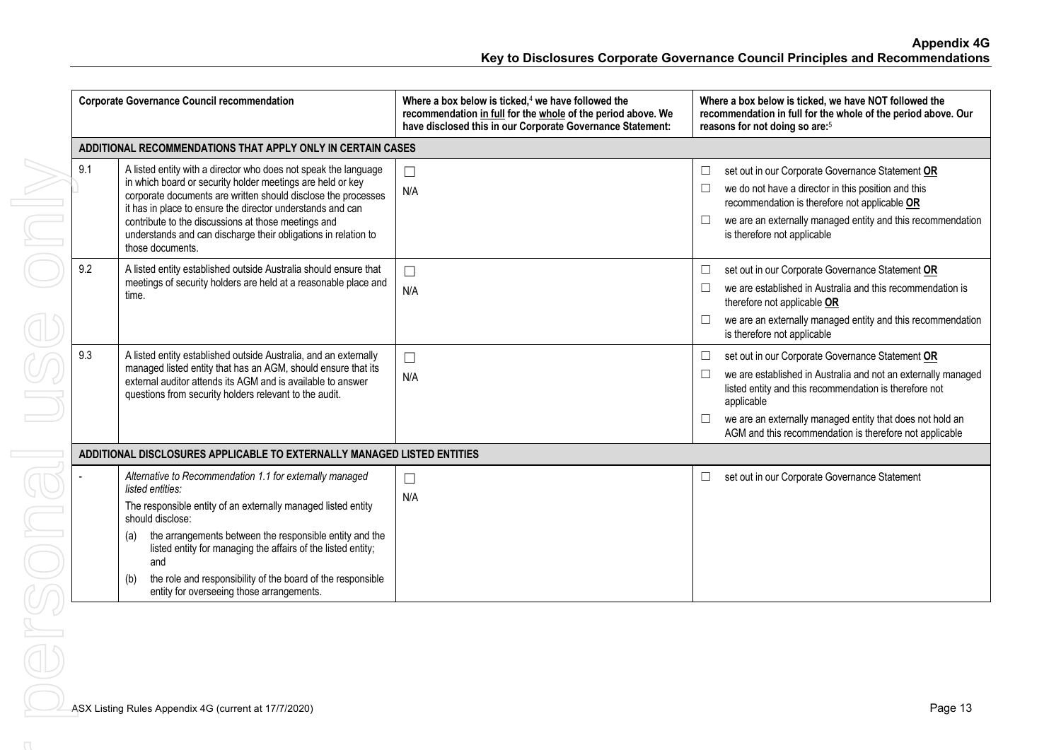| | Corporate Governance Council recommendation | Where a box below is ticked,[4] we have followed the recommendation in full for the whole of the period above. We have disclosed this in our Corporate Governance Statement: | Where a box below is ticked, we have NOT followed the recommendation in full for the whole of the period above. Our reasons for not doing so are:[5] |
|---|---|---|---|
| **ADDITIONAL RECOMMENDATIONS THAT APPLY ONLY IN CERTAIN CASES** | | | |
| 9.1 | A listed entity with a director who does not speak the language in which board or security holder meetings are held or key corporate documents are written should disclose the processes it has in place to ensure the director understands and can contribute to the discussions at those meetings and understands and can discharge their obligations in relation to those documents. | ☐ N/A | ☐ set out in our Corporate Governance Statement **OR** ☐ we do not have a director in this position and this recommendation is therefore not applicable **OR** ☐ we are an externally managed entity and this recommendation is therefore not applicable |
| 9.2 | A listed entity established outside Australia should ensure that meetings of security holders are held at a reasonable place and time. | ☐ N/A | ☐ set out in our Corporate Governance Statement **OR** ☐ we are established in Australia and this recommendation is therefore not applicable **OR** ☐ we are an externally managed entity and this recommendation is therefore not applicable |
| 9.3 | A listed entity established outside Australia, and an externally managed listed entity that has an AGM, should ensure that its external auditor attends its AGM and is available to answer questions from security holders relevant to the audit. | ☐ N/A | ☐ set out in our Corporate Governance Statement **OR** ☐ we are established in Australia and not an externally managed listed entity and this recommendation is therefore not applicable ☐ we are an externally managed entity that does not hold an AGM and this recommendation is therefore not applicable |
| **ADDITIONAL DISCLOSURES APPLICABLE TO EXTERNALLY MANAGED LISTED ENTITIES** | | | |
| - | *Alternative to Recommendation 1.1 for externally managed listed entities:* The responsible entity of an externally managed listed entity should disclose: (a) the arrangements between the responsible entity and the listed entity for managing the affairs of the listed entity; and (b) the role and responsibility of the board of the responsible entity for overseeing those arrangements. | ☐ N/A | ☐ set out in our Corporate Governance Statement |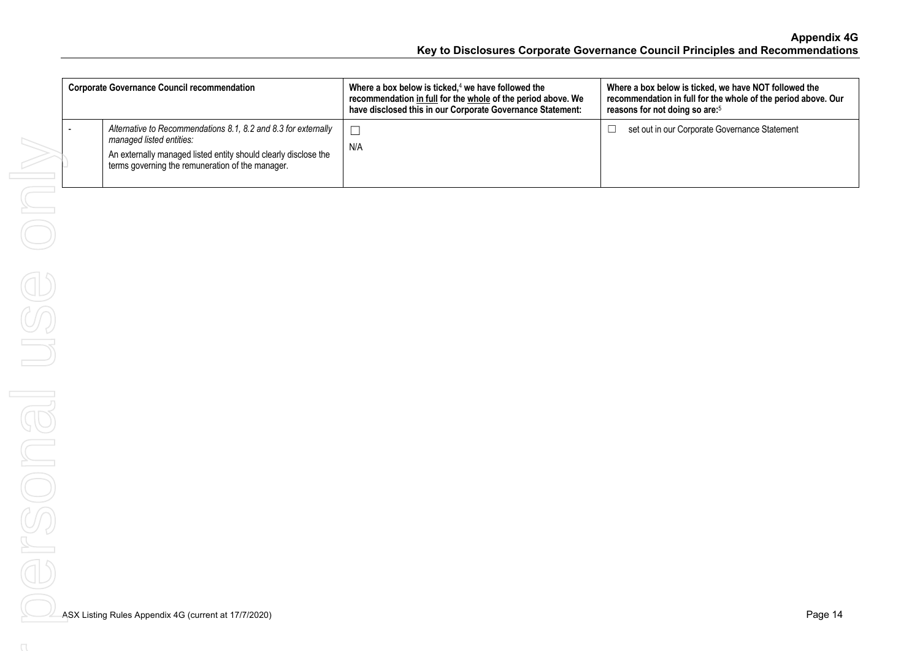| Corporate Governance Council recommendation | | Where a box below is ticked,[4] we have followed the recommendation <u>in full</u> for the <u>whole</u> of the period above. We have disclosed this in our Corporate Governance Statement: | Where a box below is ticked, we have NOT followed the recommendation in full for the whole of the period above. Our reasons for not doing so are:[5] |
|---|---|---|---|
| - | *Alternative to Recommendations 8.1, 8.2 and 8.3 for externally managed listed entities:* An externally managed listed entity should clearly disclose the terms governing the remuneration of the manager. | ☐ N/A | ☐ set out in our Corporate Governance Statement |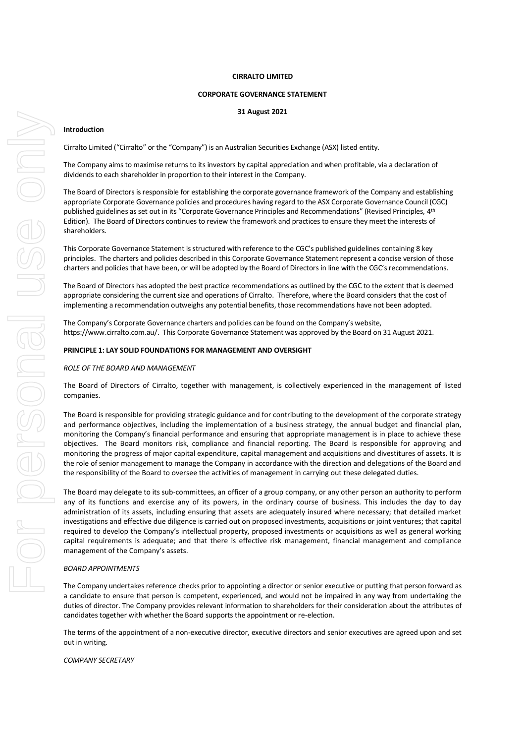**CIRRALTO LIMITED**

**CORPORATE GOVERNANCE STATEMENT**

**31 August 2021**

**Introduction**

Cirralto Limited ("Cirralto" or the "Company") is an Australian Securities Exchange (ASX) listed entity.

The Company aims to maximise returns to its investors by capital appreciation and when profitable, via a declaration of dividends to each shareholder in proportion to their interest in the Company.

The Board of Directors is responsible for establishing the corporate governance framework of the Company and establishing appropriate Corporate Governance policies and procedures having regard to the ASX Corporate Governance Council (CGC) published guidelines as set out in its "Corporate Governance Principles and Recommendations" (Revised Principles, 4th Edition). The Board of Directors continues to review the framework and practices to ensure they meet the interests of shareholders.

This Corporate Governance Statement is structured with reference to the CGC's published guidelines containing 8 key principles. The charters and policies described in this Corporate Governance Statement represent a concise version of those charters and policies that have been, or will be adopted by the Board of Directors in line with the CGC's recommendations.

The Board of Directors has adopted the best practice recommendations as outlined by the CGC to the extent that is deemed appropriate considering the current size and operations of Cirralto. Therefore, where the Board considers that the cost of implementing a recommendation outweighs any potential benefits, those recommendations have not been adopted.

The Company's Corporate Governance charters and policies can be found on the Company's website, https://www.cirralto.com.au/. This Corporate Governance Statement was approved by the Board on 31 August 2021.

**PRINCIPLE 1: LAY SOLID FOUNDATIONS FOR MANAGEMENT AND OVERSIGHT**

*ROLE OF THE BOARD AND MANAGEMENT*

The Board of Directors of Cirralto, together with management, is collectively experienced in the management of listed companies.

The Board is responsible for providing strategic guidance and for contributing to the development of the corporate strategy and performance objectives, including the implementation of a business strategy, the annual budget and financial plan, monitoring the Company's financial performance and ensuring that appropriate management is in place to achieve these objectives. The Board monitors risk, compliance and financial reporting. The Board is responsible for approving and monitoring the progress of major capital expenditure, capital management and acquisitions and divestitures of assets. It is the role of senior management to manage the Company in accordance with the direction and delegations of the Board and the responsibility of the Board to oversee the activities of management in carrying out these delegated duties.

The Board may delegate to its sub-committees, an officer of a group company, or any other person an authority to perform any of its functions and exercise any of its powers, in the ordinary course of business. This includes the day to day administration of its assets, including ensuring that assets are adequately insured where necessary; that detailed market investigations and effective due diligence is carried out on proposed investments, acquisitions or joint ventures; that capital required to develop the Company's intellectual property, proposed investments or acquisitions as well as general working capital requirements is adequate; and that there is effective risk management, financial management and compliance management of the Company's assets.

*BOARD APPOINTMENTS*

The Company undertakes reference checks prior to appointing a director or senior executive or putting that person forward as a candidate to ensure that person is competent, experienced, and would not be impaired in any way from undertaking the duties of director. The Company provides relevant information to shareholders for their consideration about the attributes of candidates together with whether the Board supports the appointment or re-election.

The terms of the appointment of a non-executive director, executive directors and senior executives are agreed upon and set out in writing.

*COMPANY SECRETARY*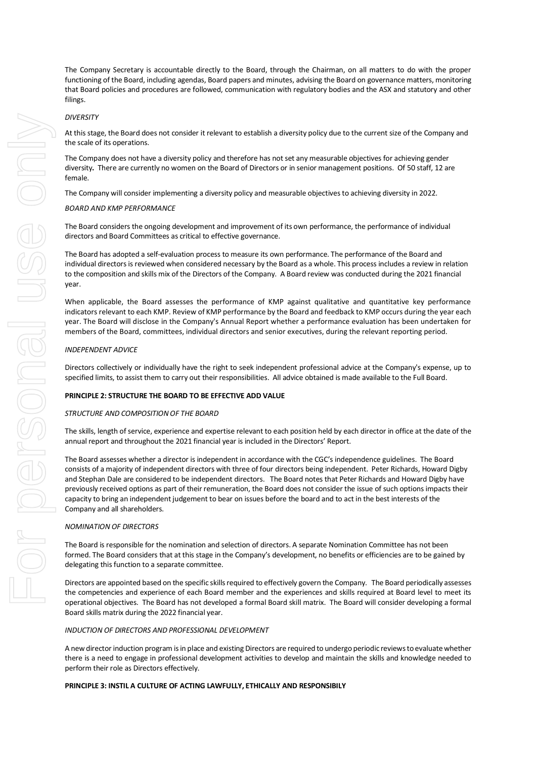The Company Secretary is accountable directly to the Board, through the Chairman, on all matters to do with the proper functioning of the Board, including agendas, Board papers and minutes, advising the Board on governance matters, monitoring that Board policies and procedures are followed, communication with regulatory bodies and the ASX and statutory and other filings.

*DIVERSITY*

At this stage, the Board does not consider it relevant to establish a diversity policy due to the current size of the Company and the scale of its operations.

The Company does not have a diversity policy and therefore has not set any measurable objectives for achieving gender diversity**.** There are currently no women on the Board of Directors or in senior management positions. Of 50 staff, 12 are female.

The Company will consider implementing a diversity policy and measurable objectives to achieving diversity in 2022.

*BOARD AND KMP PERFORMANCE*

The Board considers the ongoing development and improvement of its own performance, the performance of individual directors and Board Committees as critical to effective governance.

The Board has adopted a self-evaluation process to measure its own performance. The performance of the Board and individual directors is reviewed when considered necessary by the Board as a whole. This process includes a review in relation to the composition and skills mix of the Directors of the Company. A Board review was conducted during the 2021 financial year.

When applicable, the Board assesses the performance of KMP against qualitative and quantitative key performance indicators relevant to each KMP. Review of KMP performance by the Board and feedback to KMP occurs during the year each year. The Board will disclose in the Company's Annual Report whether a performance evaluation has been undertaken for members of the Board, committees, individual directors and senior executives, during the relevant reporting period.

*INDEPENDENT ADVICE*

Directors collectively or individually have the right to seek independent professional advice at the Company's expense, up to specified limits, to assist them to carry out their responsibilities. All advice obtained is made available to the Full Board.

**PRINCIPLE 2: STRUCTURE THE BOARD TO BE EFFECTIVE ADD VALUE**

*STRUCTURE AND COMPOSITION OF THE BOARD*

The skills, length of service, experience and expertise relevant to each position held by each director in office at the date of the annual report and throughout the 2021 financial year is included in the Directors' Report.

The Board assesses whether a director is independent in accordance with the CGC's independence guidelines. The Board consists of a majority of independent directors with three of four directors being independent. Peter Richards, Howard Digby and Stephan Dale are considered to be independent directors. The Board notes that Peter Richards and Howard Digby have previously received options as part of their remuneration, the Board does not consider the issue of such options impacts their capacity to bring an independent judgement to bear on issues before the board and to act in the best interests of the Company and all shareholders.

*NOMINATION OF DIRECTORS*

The Board is responsible for the nomination and selection of directors. A separate Nomination Committee has not been formed. The Board considers that at this stage in the Company's development, no benefits or efficiencies are to be gained by delegating this function to a separate committee.

Directors are appointed based on the specific skills required to effectively govern the Company. The Board periodically assesses the competencies and experience of each Board member and the experiences and skills required at Board level to meet its operational objectives. The Board has not developed a formal Board skill matrix. The Board will consider developing a formal Board skills matrix during the 2022 financial year.

*INDUCTION OF DIRECTORS AND PROFESSIONAL DEVELOPMENT*

A new director induction program is in place and existing Directors are required to undergo periodic reviews to evaluate whether there is a need to engage in professional development activities to develop and maintain the skills and knowledge needed to perform their role as Directors effectively.

**PRINCIPLE 3: INSTIL A CULTURE OF ACTING LAWFULLY, ETHICALLY AND RESPONSIBILY**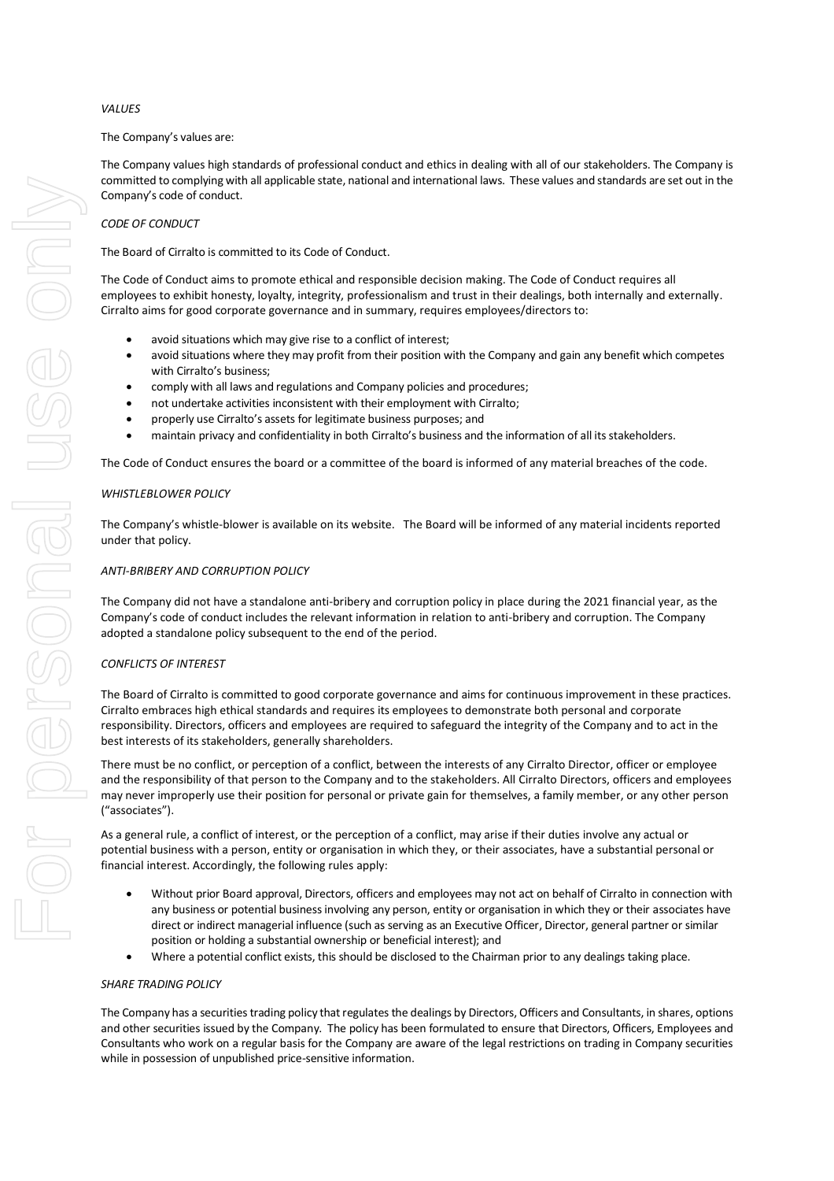*VALUES*

The Company's values are:

The Company values high standards of professional conduct and ethics in dealing with all of our stakeholders. The Company is committed to complying with all applicable state, national and international laws. These values and standards are set out in the Company's code of conduct.

*CODE OF CONDUCT*

The Board of Cirralto is committed to its Code of Conduct.

The Code of Conduct aims to promote ethical and responsible decision making. The Code of Conduct requires all employees to exhibit honesty, loyalty, integrity, professionalism and trust in their dealings, both internally and externally. Cirralto aims for good corporate governance and in summary, requires employees/directors to:

- avoid situations which may give rise to a conflict of interest;
- avoid situations where they may profit from their position with the Company and gain any benefit which competes with Cirralto's business;
- comply with all laws and regulations and Company policies and procedures;
- not undertake activities inconsistent with their employment with Cirralto;
- properly use Cirralto's assets for legitimate business purposes; and
- maintain privacy and confidentiality in both Cirralto's business and the information of all its stakeholders.

The Code of Conduct ensures the board or a committee of the board is informed of any material breaches of the code.

*WHISTLEBLOWER POLICY*

The Company's whistle-blower is available on its website. The Board will be informed of any material incidents reported under that policy.

*ANTI-BRIBERY AND CORRUPTION POLICY*

The Company did not have a standalone anti-bribery and corruption policy in place during the 2021 financial year, as the Company's code of conduct includes the relevant information in relation to anti-bribery and corruption. The Company adopted a standalone policy subsequent to the end of the period.

*CONFLICTS OF INTEREST*

The Board of Cirralto is committed to good corporate governance and aims for continuous improvement in these practices. Cirralto embraces high ethical standards and requires its employees to demonstrate both personal and corporate responsibility. Directors, officers and employees are required to safeguard the integrity of the Company and to act in the best interests of its stakeholders, generally shareholders.

There must be no conflict, or perception of a conflict, between the interests of any Cirralto Director, officer or employee and the responsibility of that person to the Company and to the stakeholders. All Cirralto Directors, officers and employees may never improperly use their position for personal or private gain for themselves, a family member, or any other person ("associates").

As a general rule, a conflict of interest, or the perception of a conflict, may arise if their duties involve any actual or potential business with a person, entity or organisation in which they, or their associates, have a substantial personal or financial interest. Accordingly, the following rules apply:

- Without prior Board approval, Directors, officers and employees may not act on behalf of Cirralto in connection with any business or potential business involving any person, entity or organisation in which they or their associates have direct or indirect managerial influence (such as serving as an Executive Officer, Director, general partner or similar position or holding a substantial ownership or beneficial interest); and
- Where a potential conflict exists, this should be disclosed to the Chairman prior to any dealings taking place.

*SHARE TRADING POLICY*

The Company has a securities trading policy that regulates the dealings by Directors, Officers and Consultants, in shares, options and other securities issued by the Company. The policy has been formulated to ensure that Directors, Officers, Employees and Consultants who work on a regular basis for the Company are aware of the legal restrictions on trading in Company securities while in possession of unpublished price-sensitive information.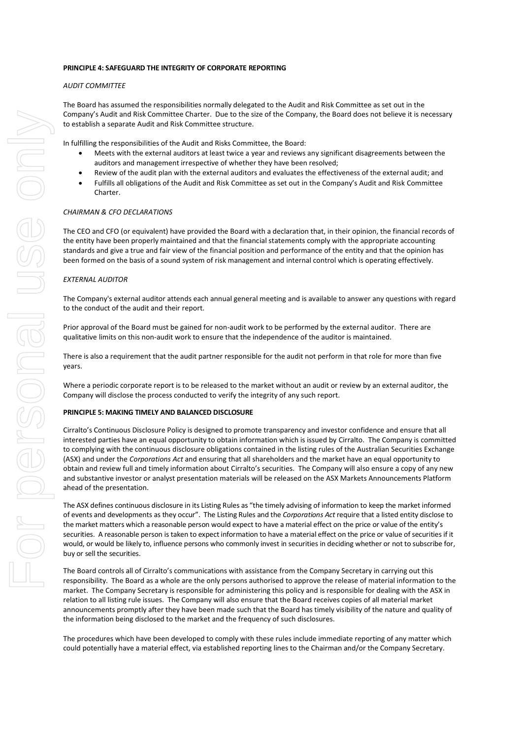**PRINCIPLE 4: SAFEGUARD THE INTEGRITY OF CORPORATE REPORTING**

*AUDIT COMMITTEE*

The Board has assumed the responsibilities normally delegated to the Audit and Risk Committee as set out in the Company's Audit and Risk Committee Charter. Due to the size of the Company, the Board does not believe it is necessary to establish a separate Audit and Risk Committee structure.

In fulfilling the responsibilities of the Audit and Risks Committee, the Board:

- Meets with the external auditors at least twice a year and reviews any significant disagreements between the auditors and management irrespective of whether they have been resolved;
- Review of the audit plan with the external auditors and evaluates the effectiveness of the external audit; and
- Fulfills all obligations of the Audit and Risk Committee as set out in the Company's Audit and Risk Committee Charter.

*CHAIRMAN & CFO DECLARATIONS*

The CEO and CFO (or equivalent) have provided the Board with a declaration that, in their opinion, the financial records of the entity have been properly maintained and that the financial statements comply with the appropriate accounting standards and give a true and fair view of the financial position and performance of the entity and that the opinion has been formed on the basis of a sound system of risk management and internal control which is operating effectively.

*EXTERNAL AUDITOR*

The Company's external auditor attends each annual general meeting and is available to answer any questions with regard to the conduct of the audit and their report.

Prior approval of the Board must be gained for non-audit work to be performed by the external auditor. There are qualitative limits on this non-audit work to ensure that the independence of the auditor is maintained.

There is also a requirement that the audit partner responsible for the audit not perform in that role for more than five years.

Where a periodic corporate report is to be released to the market without an audit or review by an external auditor, the Company will disclose the process conducted to verify the integrity of any such report.

**PRINCIPLE 5: MAKING TIMELY AND BALANCED DISCLOSURE**

Cirralto's Continuous Disclosure Policy is designed to promote transparency and investor confidence and ensure that all interested parties have an equal opportunity to obtain information which is issued by Cirralto. The Company is committed to complying with the continuous disclosure obligations contained in the listing rules of the Australian Securities Exchange (ASX) and under the *Corporations Act* and ensuring that all shareholders and the market have an equal opportunity to obtain and review full and timely information about Cirralto's securities. The Company will also ensure a copy of any new and substantive investor or analyst presentation materials will be released on the ASX Markets Announcements Platform ahead of the presentation.

The ASX defines continuous disclosure in its Listing Rules as "the timely advising of information to keep the market informed of events and developments as they occur". The Listing Rules and the *Corporations Act* require that a listed entity disclose to the market matters which a reasonable person would expect to have a material effect on the price or value of the entity's securities. A reasonable person is taken to expect information to have a material effect on the price or value of securities if it would, or would be likely to, influence persons who commonly invest in securities in deciding whether or not to subscribe for, buy or sell the securities.

The Board controls all of Cirralto's communications with assistance from the Company Secretary in carrying out this responsibility. The Board as a whole are the only persons authorised to approve the release of material information to the market. The Company Secretary is responsible for administering this policy and is responsible for dealing with the ASX in relation to all listing rule issues. The Company will also ensure that the Board receives copies of all material market announcements promptly after they have been made such that the Board has timely visibility of the nature and quality of the information being disclosed to the market and the frequency of such disclosures.

The procedures which have been developed to comply with these rules include immediate reporting of any matter which could potentially have a material effect, via established reporting lines to the Chairman and/or the Company Secretary.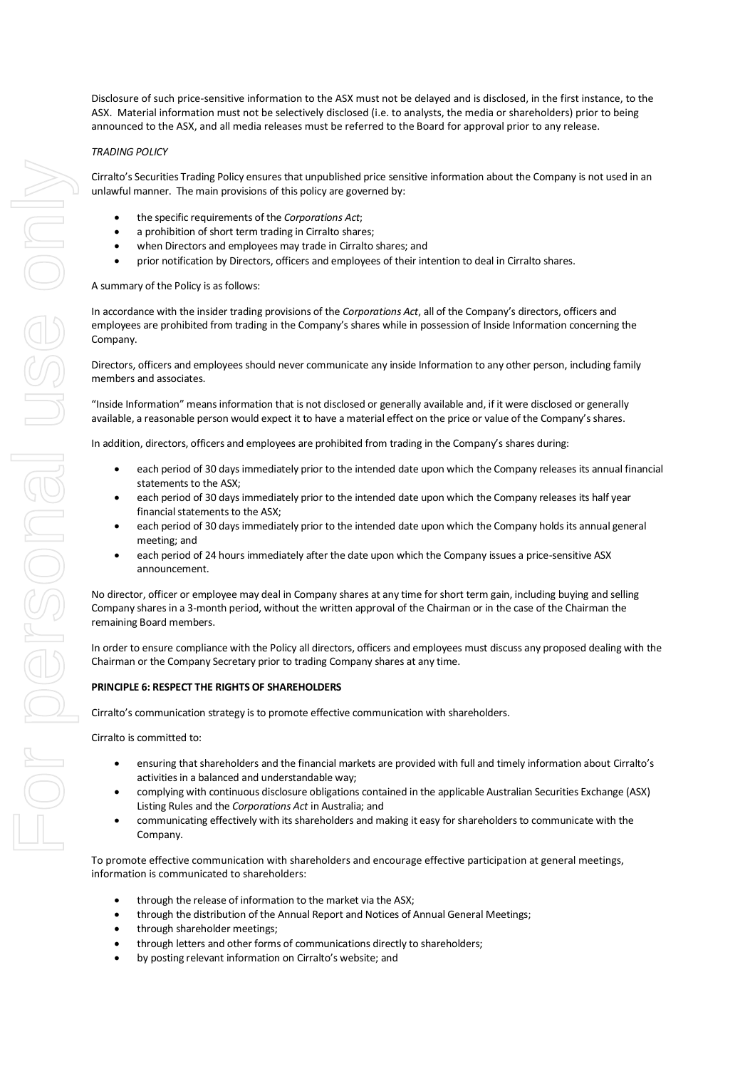Disclosure of such price-sensitive information to the ASX must not be delayed and is disclosed, in the first instance, to the ASX. Material information must not be selectively disclosed (i.e. to analysts, the media or shareholders) prior to being announced to the ASX, and all media releases must be referred to the Board for approval prior to any release.

*TRADING POLICY*

Cirralto's Securities Trading Policy ensures that unpublished price sensitive information about the Company is not used in an unlawful manner. The main provisions of this policy are governed by:

- the specific requirements of the *Corporations Act*;
- a prohibition of short term trading in Cirralto shares;
- when Directors and employees may trade in Cirralto shares; and
- prior notification by Directors, officers and employees of their intention to deal in Cirralto shares.

A summary of the Policy is as follows:

In accordance with the insider trading provisions of the *Corporations Act*, all of the Company's directors, officers and employees are prohibited from trading in the Company's shares while in possession of Inside Information concerning the Company.

Directors, officers and employees should never communicate any inside Information to any other person, including family members and associates.

"Inside Information" means information that is not disclosed or generally available and, if it were disclosed or generally available, a reasonable person would expect it to have a material effect on the price or value of the Company's shares.

In addition, directors, officers and employees are prohibited from trading in the Company's shares during:

- each period of 30 days immediately prior to the intended date upon which the Company releases its annual financial statements to the ASX;
- each period of 30 days immediately prior to the intended date upon which the Company releases its half year financial statements to the ASX;
- each period of 30 days immediately prior to the intended date upon which the Company holds its annual general meeting; and
- each period of 24 hours immediately after the date upon which the Company issues a price-sensitive ASX announcement.

No director, officer or employee may deal in Company shares at any time for short term gain, including buying and selling Company shares in a 3-month period, without the written approval of the Chairman or in the case of the Chairman the remaining Board members.

In order to ensure compliance with the Policy all directors, officers and employees must discuss any proposed dealing with the Chairman or the Company Secretary prior to trading Company shares at any time.

**PRINCIPLE 6: RESPECT THE RIGHTS OF SHAREHOLDERS**

Cirralto's communication strategy is to promote effective communication with shareholders.

Cirralto is committed to:

- ensuring that shareholders and the financial markets are provided with full and timely information about Cirralto's activities in a balanced and understandable way;
- complying with continuous disclosure obligations contained in the applicable Australian Securities Exchange (ASX) Listing Rules and the *Corporations Act* in Australia; and
- communicating effectively with its shareholders and making it easy for shareholders to communicate with the Company.

To promote effective communication with shareholders and encourage effective participation at general meetings, information is communicated to shareholders:

- through the release of information to the market via the ASX;
- through the distribution of the Annual Report and Notices of Annual General Meetings;
- through shareholder meetings;
- through letters and other forms of communications directly to shareholders;
- by posting relevant information on Cirralto's website; and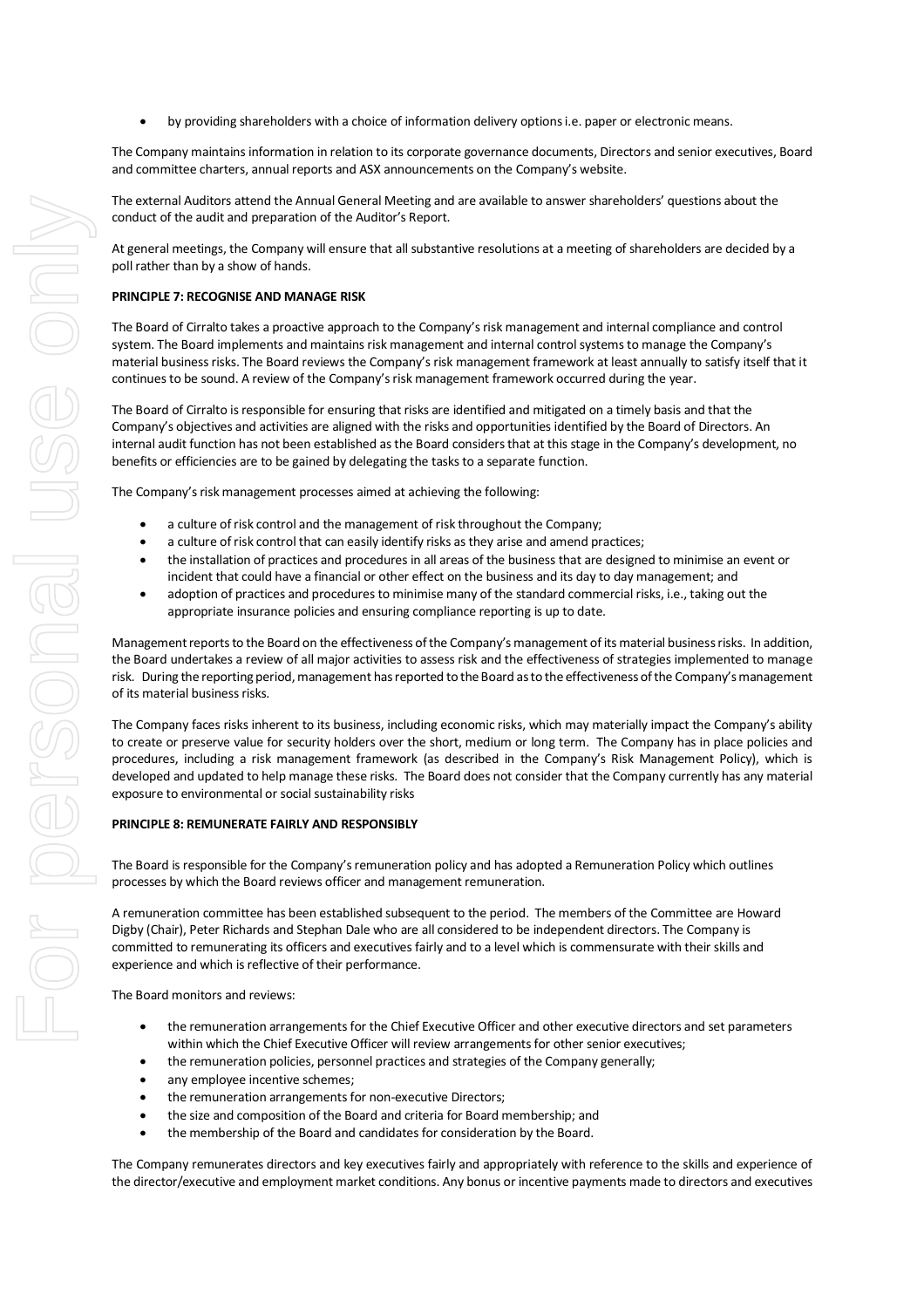- by providing shareholders with a choice of information delivery options i.e. paper or electronic means.

The Company maintains information in relation to its corporate governance documents, Directors and senior executives, Board and committee charters, annual reports and ASX announcements on the Company's website.

The external Auditors attend the Annual General Meeting and are available to answer shareholders' questions about the conduct of the audit and preparation of the Auditor's Report.

At general meetings, the Company will ensure that all substantive resolutions at a meeting of shareholders are decided by a poll rather than by a show of hands.

**PRINCIPLE 7: RECOGNISE AND MANAGE RISK**

The Board of Cirralto takes a proactive approach to the Company's risk management and internal compliance and control system. The Board implements and maintains risk management and internal control systems to manage the Company's material business risks. The Board reviews the Company's risk management framework at least annually to satisfy itself that it continues to be sound. A review of the Company's risk management framework occurred during the year.

The Board of Cirralto is responsible for ensuring that risks are identified and mitigated on a timely basis and that the Company's objectives and activities are aligned with the risks and opportunities identified by the Board of Directors. An internal audit function has not been established as the Board considers that at this stage in the Company's development, no benefits or efficiencies are to be gained by delegating the tasks to a separate function.

The Company's risk management processes aimed at achieving the following:

- a culture of risk control and the management of risk throughout the Company;
- a culture of risk control that can easily identify risks as they arise and amend practices;
- the installation of practices and procedures in all areas of the business that are designed to minimise an event or incident that could have a financial or other effect on the business and its day to day management; and
- adoption of practices and procedures to minimise many of the standard commercial risks, i.e., taking out the appropriate insurance policies and ensuring compliance reporting is up to date.

Management reports to the Board on the effectiveness of the Company's management of its material business risks. In addition, the Board undertakes a review of all major activities to assess risk and the effectiveness of strategies implemented to manage risk. During the reporting period, management has reported to the Board as to the effectiveness of the Company's management of its material business risks.

The Company faces risks inherent to its business, including economic risks, which may materially impact the Company's ability to create or preserve value for security holders over the short, medium or long term. The Company has in place policies and procedures, including a risk management framework (as described in the Company's Risk Management Policy), which is developed and updated to help manage these risks. The Board does not consider that the Company currently has any material exposure to environmental or social sustainability risks

**PRINCIPLE 8: REMUNERATE FAIRLY AND RESPONSIBLY**

The Board is responsible for the Company's remuneration policy and has adopted a Remuneration Policy which outlines processes by which the Board reviews officer and management remuneration.

A remuneration committee has been established subsequent to the period. The members of the Committee are Howard Digby (Chair), Peter Richards and Stephan Dale who are all considered to be independent directors. The Company is committed to remunerating its officers and executives fairly and to a level which is commensurate with their skills and experience and which is reflective of their performance.

The Board monitors and reviews:

- the remuneration arrangements for the Chief Executive Officer and other executive directors and set parameters within which the Chief Executive Officer will review arrangements for other senior executives;
- the remuneration policies, personnel practices and strategies of the Company generally;
- any employee incentive schemes;
- the remuneration arrangements for non-executive Directors;
- the size and composition of the Board and criteria for Board membership; and
- the membership of the Board and candidates for consideration by the Board.

The Company remunerates directors and key executives fairly and appropriately with reference to the skills and experience of the director/executive and employment market conditions. Any bonus or incentive payments made to directors and executives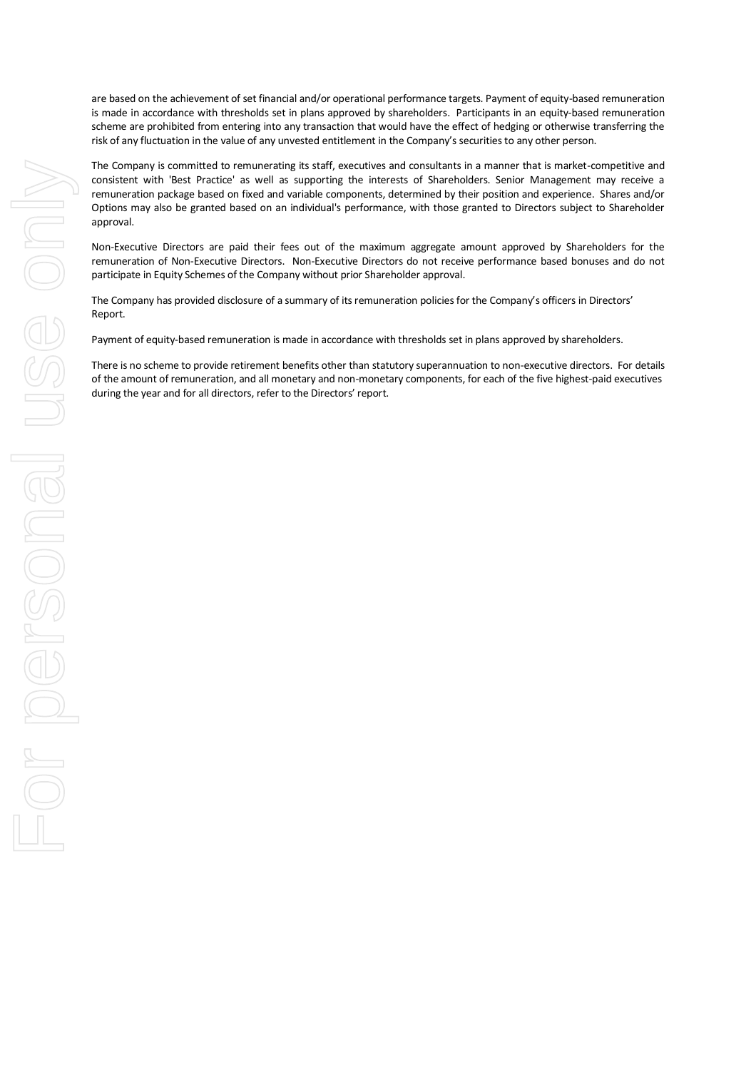are based on the achievement of set financial and/or operational performance targets. Payment of equity-based remuneration is made in accordance with thresholds set in plans approved by shareholders. Participants in an equity-based remuneration scheme are prohibited from entering into any transaction that would have the effect of hedging or otherwise transferring the risk of any fluctuation in the value of any unvested entitlement in the Company's securities to any other person.

The Company is committed to remunerating its staff, executives and consultants in a manner that is market-competitive and consistent with 'Best Practice' as well as supporting the interests of Shareholders. Senior Management may receive a remuneration package based on fixed and variable components, determined by their position and experience. Shares and/or Options may also be granted based on an individual's performance, with those granted to Directors subject to Shareholder approval.

Non-Executive Directors are paid their fees out of the maximum aggregate amount approved by Shareholders for the remuneration of Non-Executive Directors. Non-Executive Directors do not receive performance based bonuses and do not participate in Equity Schemes of the Company without prior Shareholder approval.

The Company has provided disclosure of a summary of its remuneration policies for the Company's officers in Directors' Report.

Payment of equity-based remuneration is made in accordance with thresholds set in plans approved by shareholders.

There is no scheme to provide retirement benefits other than statutory superannuation to non-executive directors. For details of the amount of remuneration, and all monetary and non-monetary components, for each of the five highest-paid executives during the year and for all directors, refer to the Directors' report.